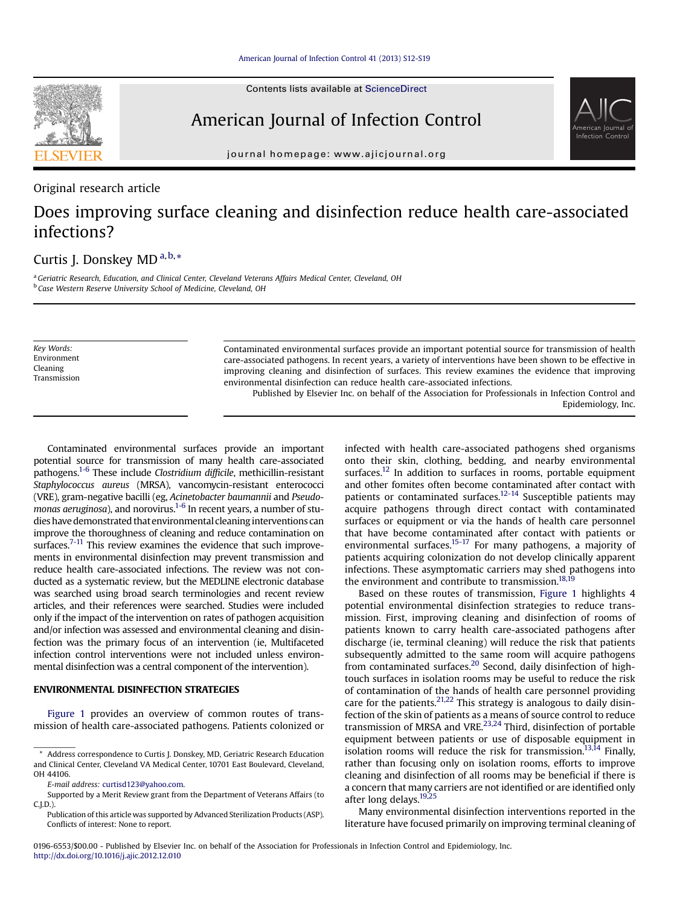Original research article

# Does improving surface cleaning and disinfection reduce health care-associated infections?

Curtis J. Donskey MD [a,b,*]

[a] Geriatric Research, Education, and Clinical Center, Cleveland Veterans Affairs Medical Center, Cleveland, OH
[b] Case Western Reserve University School of Medicine, Cleveland, OH

*Key Words:*
Environment
Cleaning
Transmission

Contaminated environmental surfaces provide an important potential source for transmission of health care-associated pathogens. In recent years, a variety of interventions have been shown to be effective in improving cleaning and disinfection of surfaces. This review examines the evidence that improving environmental disinfection can reduce health care-associated infections.

Published by Elsevier Inc. on behalf of the Association for Professionals in Infection Control and Epidemiology, Inc.

Contaminated environmental surfaces provide an important potential source for transmission of many health care-associated pathogens.[1-6] These include *Clostridium difficile*, methicillin-resistant *Staphylococcus aureus* (MRSA), vancomycin-resistant enterococci (VRE), gram-negative bacilli (eg, *Acinetobacter baumannii* and *Pseudomonas aeruginosa*), and norovirus.[1-6] In recent years, a number of studies have demonstrated that environmental cleaning interventions can improve the thoroughness of cleaning and reduce contamination on surfaces.[7-11] This review examines the evidence that such improvements in environmental disinfection may prevent transmission and reduce health care-associated infections. The review was not conducted as a systematic review, but the MEDLINE electronic database was searched using broad search terminologies and recent review articles, and their references were searched. Studies were included only if the impact of the intervention on rates of pathogen acquisition and/or infection was assessed and environmental cleaning and disinfection was the primary focus of an intervention (ie, Multifaceted infection control interventions were not included unless environmental disinfection was a central component of the intervention).

## ENVIRONMENTAL DISINFECTION STRATEGIES

Figure 1 provides an overview of common routes of transmission of health care-associated pathogens. Patients colonized or infected with health care-associated pathogens shed organisms onto their skin, clothing, bedding, and nearby environmental surfaces.[12] In addition to surfaces in rooms, portable equipment and other fomites often become contaminated after contact with patients or contaminated surfaces.[12-14] Susceptible patients may acquire pathogens through direct contact with contaminated surfaces or equipment or via the hands of health care personnel that have become contaminated after contact with patients or environmental surfaces.[15-17] For many pathogens, a majority of patients acquiring colonization do not develop clinically apparent infections. These asymptomatic carriers may shed pathogens into the environment and contribute to transmission.[18,19]

Based on these routes of transmission, Figure 1 highlights 4 potential environmental disinfection strategies to reduce transmission. First, improving cleaning and disinfection of rooms of patients known to carry health care-associated pathogens after discharge (ie, terminal cleaning) will reduce the risk that patients subsequently admitted to the same room will acquire pathogens from contaminated surfaces.[20] Second, daily disinfection of high-touch surfaces in isolation rooms may be useful to reduce the risk of contamination of the hands of health care personnel providing care for the patients.[21,22] This strategy is analogous to daily disinfection of the skin of patients as a means of source control to reduce transmission of MRSA and VRE.[23,24] Third, disinfection of portable equipment between patients or use of disposable equipment in isolation rooms will reduce the risk for transmission.[13,14] Finally, rather than focusing only on isolation rooms, efforts to improve cleaning and disinfection of all rooms may be beneficial if there is a concern that many carriers are not identified or are identified only after long delays.[19,25]

Many environmental disinfection interventions reported in the literature have focused primarily on improving terminal cleaning of

* Address correspondence to Curtis J. Donskey, MD, Geriatric Research Education and Clinical Center, Cleveland VA Medical Center, 10701 East Boulevard, Cleveland, OH 44106.

E-mail address: curtisd123@yahoo.com.

Supported by a Merit Review grant from the Department of Veterans Affairs (to C.J.D.).

Publication of this article was supported by Advanced Sterilization Products (ASP).

Conflicts of interest: None to report.

0196-6553/$00.00 - Published by Elsevier Inc. on behalf of the Association for Professionals in Infection Control and Epidemiology, Inc.
http://dx.doi.org/10.1016/j.ajic.2012.12.010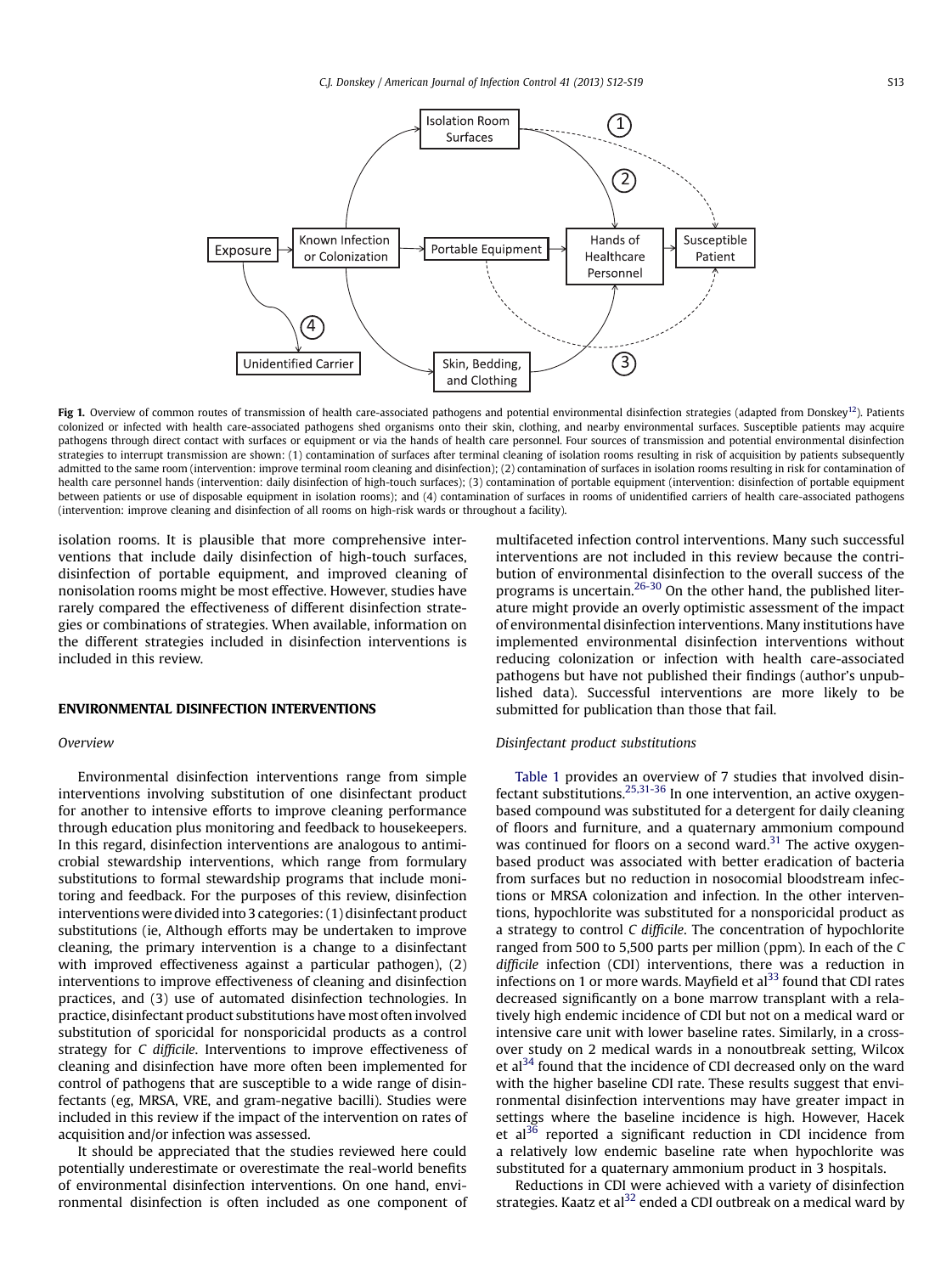**Fig 1.** Overview of common routes of transmission of health care-associated pathogens and potential environmental disinfection strategies (adapted from Donskey[12]). Patients colonized or infected with health care-associated pathogens shed organisms onto their skin, clothing, and nearby environmental surfaces. Susceptible patients may acquire pathogens through direct contact with surfaces or equipment or via the hands of health care personnel. Four sources of transmission and potential environmental disinfection strategies to interrupt transmission are shown: (1) contamination of surfaces after terminal cleaning of isolation rooms resulting in risk of acquisition by patients subsequently admitted to the same room (intervention: improve terminal room cleaning and disinfection); (2) contamination of surfaces in isolation rooms resulting in risk for contamination of health care personnel hands (intervention: daily disinfection of high-touch surfaces); (3) contamination of portable equipment (intervention: disinfection of portable equipment between patients or use of disposable equipment in isolation rooms); and (4) contamination of surfaces in rooms of unidentified carriers of health care-associated pathogens (intervention: improve cleaning and disinfection of all rooms on high-risk wards or throughout a facility).

isolation rooms. It is plausible that more comprehensive interventions that include daily disinfection of high-touch surfaces, disinfection of portable equipment, and improved cleaning of nonisolation rooms might be most effective. However, studies have rarely compared the effectiveness of different disinfection strategies or combinations of strategies. When available, information on the different strategies included in disinfection interventions is included in this review.

## ENVIRONMENTAL DISINFECTION INTERVENTIONS

### *Overview*

Environmental disinfection interventions range from simple interventions involving substitution of one disinfectant product for another to intensive efforts to improve cleaning performance through education plus monitoring and feedback to housekeepers. In this regard, disinfection interventions are analogous to antimicrobial stewardship interventions, which range from formulary substitutions to formal stewardship programs that include monitoring and feedback. For the purposes of this review, disinfection interventions were divided into 3 categories: (1) disinfectant product substitutions (ie, Although efforts may be undertaken to improve cleaning, the primary intervention is a change to a disinfectant with improved effectiveness against a particular pathogen), (2) interventions to improve effectiveness of cleaning and disinfection practices, and (3) use of automated disinfection technologies. In practice, disinfectant product substitutions have most often involved substitution of sporicidal for nonsporicidal products as a control strategy for *C difficile*. Interventions to improve effectiveness of cleaning and disinfection have more often been implemented for control of pathogens that are susceptible to a wide range of disinfectants (eg, MRSA, VRE, and gram-negative bacilli). Studies were included in this review if the impact of the intervention on rates of acquisition and/or infection was assessed.

It should be appreciated that the studies reviewed here could potentially underestimate or overestimate the real-world benefits of environmental disinfection interventions. On one hand, environmental disinfection is often included as one component of multifaceted infection control interventions. Many such successful interventions are not included in this review because the contribution of environmental disinfection to the overall success of the programs is uncertain.[26-30] On the other hand, the published literature might provide an overly optimistic assessment of the impact of environmental disinfection interventions. Many institutions have implemented environmental disinfection interventions without reducing colonization or infection with health care-associated pathogens but have not published their findings (author's unpublished data). Successful interventions are more likely to be submitted for publication than those that fail.

### *Disinfectant product substitutions*

Table 1 provides an overview of 7 studies that involved disinfectant substitutions.[25,31-36] In one intervention, an active oxygen-based compound was substituted for a detergent for daily cleaning of floors and furniture, and a quaternary ammonium compound was continued for floors on a second ward.[31] The active oxygen-based product was associated with better eradication of bacteria from surfaces but no reduction in nosocomial bloodstream infections or MRSA colonization and infection. In the other interventions, hypochlorite was substituted for a nonsporicidal product as a strategy to control *C difficile*. The concentration of hypochlorite ranged from 500 to 5,500 parts per million (ppm). In each of the *C difficile* infection (CDI) interventions, there was a reduction in infections on 1 or more wards. Mayfield et al[33] found that CDI rates decreased significantly on a bone marrow transplant with a relatively high endemic incidence of CDI but not on a medical ward or intensive care unit with lower baseline rates. Similarly, in a crossover study on 2 medical wards in a nonoutbreak setting, Wilcox et al[34] found that the incidence of CDI decreased only on the ward with the higher baseline CDI rate. These results suggest that environmental disinfection interventions may have greater impact in settings where the baseline incidence is high. However, Hacek et al[36] reported a significant reduction in CDI incidence from a relatively low endemic baseline rate when hypochlorite was substituted for a quaternary ammonium product in 3 hospitals.

Reductions in CDI were achieved with a variety of disinfection strategies. Kaatz et al[32] ended a CDI outbreak on a medical ward by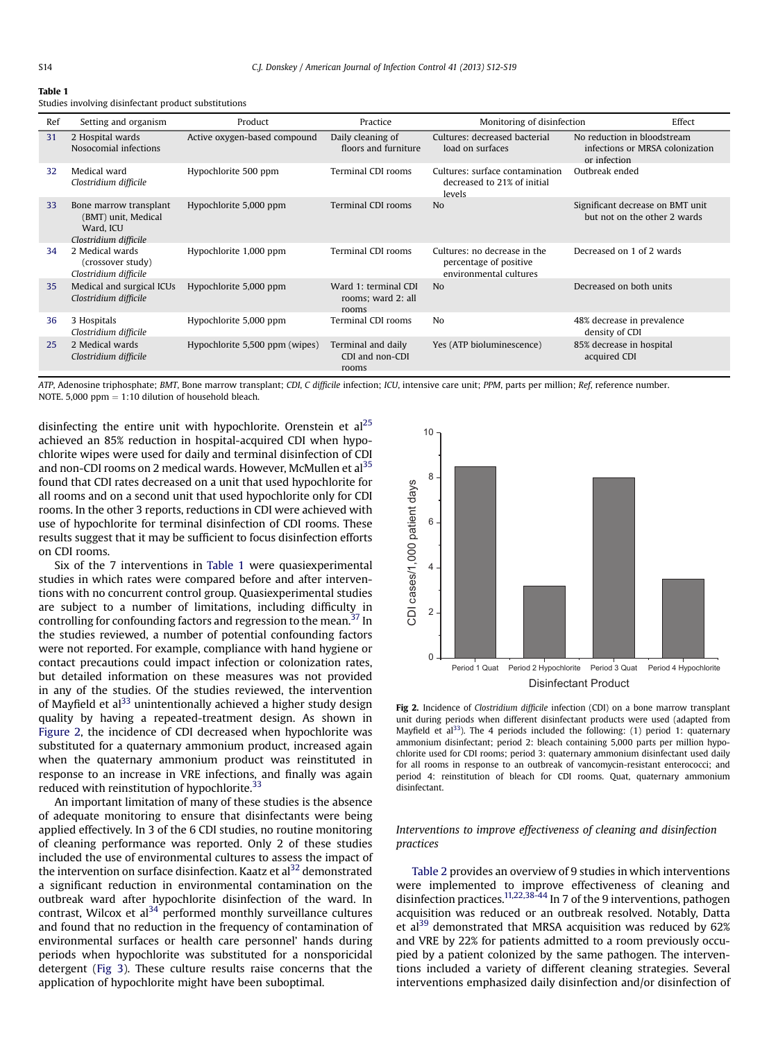**Table 1**
Studies involving disinfectant product substitutions

| Ref | Setting and organism | Product | Practice | Monitoring of disinfection | Effect |
|---|---|---|---|---|---|
| 31 | 2 Hospital wards<br>Nosocomial infections | Active oxygen-based compound | Daily cleaning of floors and furniture | Cultures: decreased bacterial load on surfaces | No reduction in bloodstream infections or MRSA colonization or infection |
| 32 | Medical ward<br>*Clostridium difficile* | Hypochlorite 500 ppm | Terminal CDI rooms | Cultures: surface contamination decreased to 21% of initial levels | Outbreak ended |
| 33 | Bone marrow transplant (BMT) unit, Medical Ward, ICU<br>*Clostridium difficile* | Hypochlorite 5,000 ppm | Terminal CDI rooms | No | Significant decrease on BMT unit but not on the other 2 wards |
| 34 | 2 Medical wards (crossover study)<br>*Clostridium difficile* | Hypochlorite 1,000 ppm | Terminal CDI rooms | Cultures: no decrease in the percentage of positive environmental cultures | Decreased on 1 of 2 wards |
| 35 | Medical and surgical ICUs<br>*Clostridium difficile* | Hypochlorite 5,000 ppm | Ward 1: terminal CDI rooms; ward 2: all rooms | No | Decreased on both units |
| 36 | 3 Hospitals<br>*Clostridium difficile* | Hypochlorite 5,000 ppm | Terminal CDI rooms | No | 48% decrease in prevalence density of CDI |
| 25 | 2 Medical wards<br>*Clostridium difficile* | Hypochlorite 5,500 ppm (wipes) | Terminal and daily CDI and non-CDI rooms | Yes (ATP bioluminescence) | 85% decrease in hospital acquired CDI |

*ATP*, Adenosine triphosphate; *BMT*, Bone marrow transplant; *CDI*, *C difficile* infection; *ICU*, intensive care unit; *PPM*, parts per million; *Ref*, reference number.
NOTE. 5,000 ppm = 1:10 dilution of household bleach.

disinfecting the entire unit with hypochlorite. Orenstein et al[25] achieved an 85% reduction in hospital-acquired CDI when hypochlorite wipes were used for daily and terminal disinfection of CDI and non-CDI rooms on 2 medical wards. However, McMullen et al[35] found that CDI rates decreased on a unit that used hypochlorite for all rooms and on a second unit that used hypochlorite only for CDI rooms. In the other 3 reports, reductions in CDI were achieved with use of hypochlorite for terminal disinfection of CDI rooms. These results suggest that it may be sufficient to focus disinfection efforts on CDI rooms.

Six of the 7 interventions in Table 1 were quasiexperimental studies in which rates were compared before and after interventions with no concurrent control group. Quasiexperimental studies are subject to a number of limitations, including difficulty in controlling for confounding factors and regression to the mean.[37] In the studies reviewed, a number of potential confounding factors were not reported. For example, compliance with hand hygiene or contact precautions could impact infection or colonization rates, but detailed information on these measures was not provided in any of the studies. Of the studies reviewed, the intervention of Mayfield et al[33] unintentionally achieved a higher study design quality by having a repeated-treatment design. As shown in Figure 2, the incidence of CDI decreased when hypochlorite was substituted for a quaternary ammonium product, increased again when the quaternary ammonium product was reinstituted in response to an increase in VRE infections, and finally was again reduced with reinstitution of hypochlorite.[33]

An important limitation of many of these studies is the absence of adequate monitoring to ensure that disinfectants were being applied effectively. In 3 of the 6 CDI studies, no routine monitoring of cleaning performance was reported. Only 2 of these studies included the use of environmental cultures to assess the impact of the intervention on surface disinfection. Kaatz et al[32] demonstrated a significant reduction in environmental contamination on the outbreak ward after hypochlorite disinfection of the ward. In contrast, Wilcox et al[34] performed monthly surveillance cultures and found that no reduction in the frequency of contamination of environmental surfaces or health care personnel' hands during periods when hypochlorite was substituted for a nonsporicidal detergent (Fig 3). These culture results raise concerns that the application of hypochlorite might have been suboptimal.

**Fig 2.** Incidence of *Clostridium difficile* infection (CDI) on a bone marrow transplant unit during periods when different disinfectant products were used (adapted from Mayfield et al[33]). The 4 periods included the following: (1) period 1: quaternary ammonium disinfectant; period 2: bleach containing 5,000 parts per million hypochlorite used for CDI rooms; period 3: quaternary ammonium disinfectant used daily for all rooms in response to an outbreak of vancomycin-resistant enterococci; and period 4: reinstitution of bleach for CDI rooms. Quat, quaternary ammonium disinfectant.

### Interventions to improve effectiveness of cleaning and disinfection practices

Table 2 provides an overview of 9 studies in which interventions were implemented to improve effectiveness of cleaning and disinfection practices.[11,22,38-44] In 7 of the 9 interventions, pathogen acquisition was reduced or an outbreak resolved. Notably, Datta et al[39] demonstrated that MRSA acquisition was reduced by 62% and VRE by 22% for patients admitted to a room previously occupied by a patient colonized by the same pathogen. The interventions included a variety of different cleaning strategies. Several interventions emphasized daily disinfection and/or disinfection of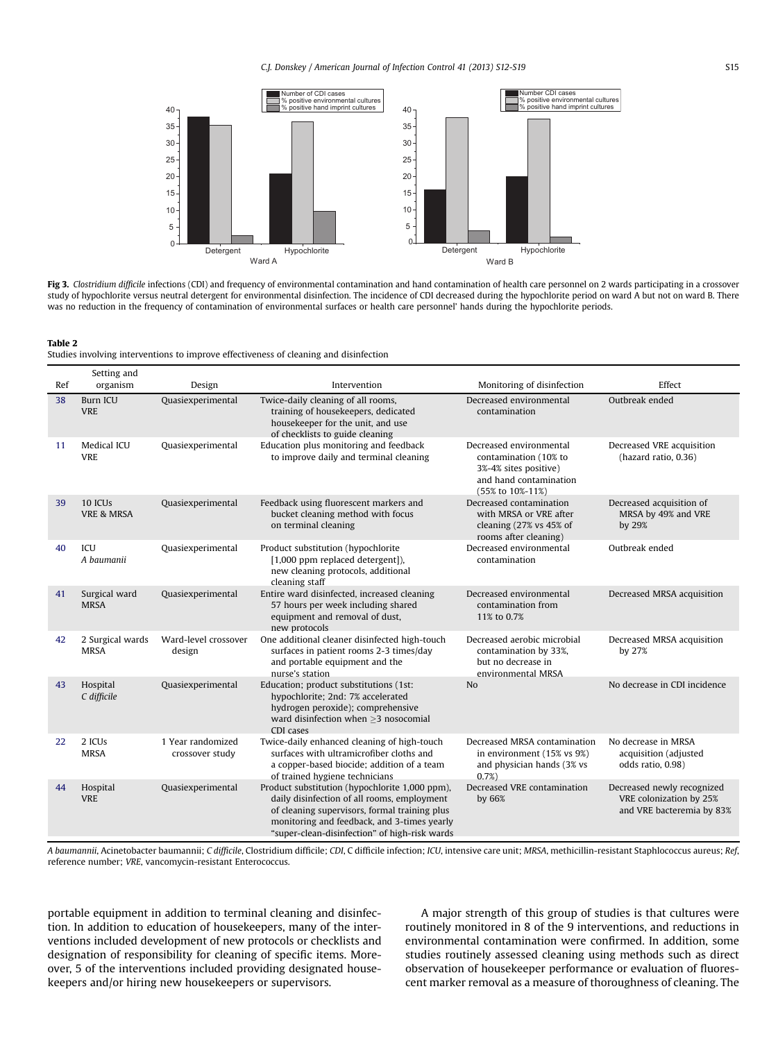**Fig 3.** *Clostridium difficile* infections (CDI) and frequency of environmental contamination and hand contamination of health care personnel on 2 wards participating in a crossover study of hypochlorite versus neutral detergent for environmental disinfection. The incidence of CDI decreased during the hypochlorite period on ward A but not on ward B. There was no reduction in the frequency of contamination of environmental surfaces or health care personnel' hands during the hypochlorite periods.

**Table 2**
Studies involving interventions to improve effectiveness of cleaning and disinfection

| Ref | Setting and organism | Design | Intervention | Monitoring of disinfection | Effect |
|---|---|---|---|---|---|
| 38 | Burn ICU VRE | Quasiexperimental | Twice-daily cleaning of all rooms, training of housekeepers, dedicated housekeeper for the unit, and use of checklists to guide cleaning | Decreased environmental contamination | Outbreak ended |
| 11 | Medical ICU VRE | Quasiexperimental | Education plus monitoring and feedback to improve daily and terminal cleaning | Decreased environmental contamination (10% to 3%-4% sites positive) and hand contamination (55% to 10%-11%) | Decreased VRE acquisition (hazard ratio, 0.36) |
| 39 | 10 ICUs VRE & MRSA | Quasiexperimental | Feedback using fluorescent markers and bucket cleaning method with focus on terminal cleaning | Decreased contamination with MRSA or VRE after cleaning (27% vs 45% of rooms after cleaning) | Decreased acquisition of MRSA by 49% and VRE by 29% |
| 40 | ICU *A baumanii* | Quasiexperimental | Product substitution (hypochlorite [1,000 ppm replaced detergent]), new cleaning protocols, additional cleaning staff | Decreased environmental contamination | Outbreak ended |
| 41 | Surgical ward MRSA | Quasiexperimental | Entire ward disinfected, increased cleaning 57 hours per week including shared equipment and removal of dust, new protocols | Decreased environmental contamination from 11% to 0.7% | Decreased MRSA acquisition |
| 42 | 2 Surgical wards MRSA | Ward-level crossover design | One additional cleaner disinfected high-touch surfaces in patient rooms 2-3 times/day and portable equipment and the nurse's station | Decreased aerobic microbial contamination by 33%, but no decrease in environmental MRSA | Decreased MRSA acquisition by 27% |
| 43 | Hospital *C difficile* | Quasiexperimental | Education; product substitutions (1st: hypochlorite; 2nd: 7% accelerated hydrogen peroxide); comprehensive ward disinfection when ≥3 nosocomial CDI cases | No | No decrease in CDI incidence |
| 22 | 2 ICUs MRSA | 1 Year randomized crossover study | Twice-daily enhanced cleaning of high-touch surfaces with ultramicrofiber cloths and a copper-based biocide; addition of a team of trained hygiene technicians | Decreased MRSA contamination in environment (15% vs 9%) and physician hands (3% vs 0.7%) | No decrease in MRSA acquisition (adjusted odds ratio, 0.98) |
| 44 | Hospital VRE | Quasiexperimental | Product substitution (hypochlorite 1,000 ppm), daily disinfection of all rooms, employment of cleaning supervisors, formal training plus monitoring and feedback, and 3-times yearly "super-clean-disinfection" of high-risk wards | Decreased VRE contamination by 66% | Decreased newly recognized VRE colonization by 25% and VRE bacteremia by 83% |

*A baumannii*, Acinetobacter baumannii; *C difficile*, Clostridium difficile; *CDI*, C difficile infection; *ICU*, intensive care unit; *MRSA*, methicillin-resistant Staphlococcus aureus; *Ref*, reference number; *VRE*, vancomycin-resistant Enterococcus.

portable equipment in addition to terminal cleaning and disinfection. In addition to education of housekeepers, many of the interventions included development of new protocols or checklists and designation of responsibility for cleaning of specific items. Moreover, 5 of the interventions included providing designated housekeepers and/or hiring new housekeepers or supervisors.

A major strength of this group of studies is that cultures were routinely monitored in 8 of the 9 interventions, and reductions in environmental contamination were confirmed. In addition, some studies routinely assessed cleaning using methods such as direct observation of housekeeper performance or evaluation of fluorescent marker removal as a measure of thoroughness of cleaning. The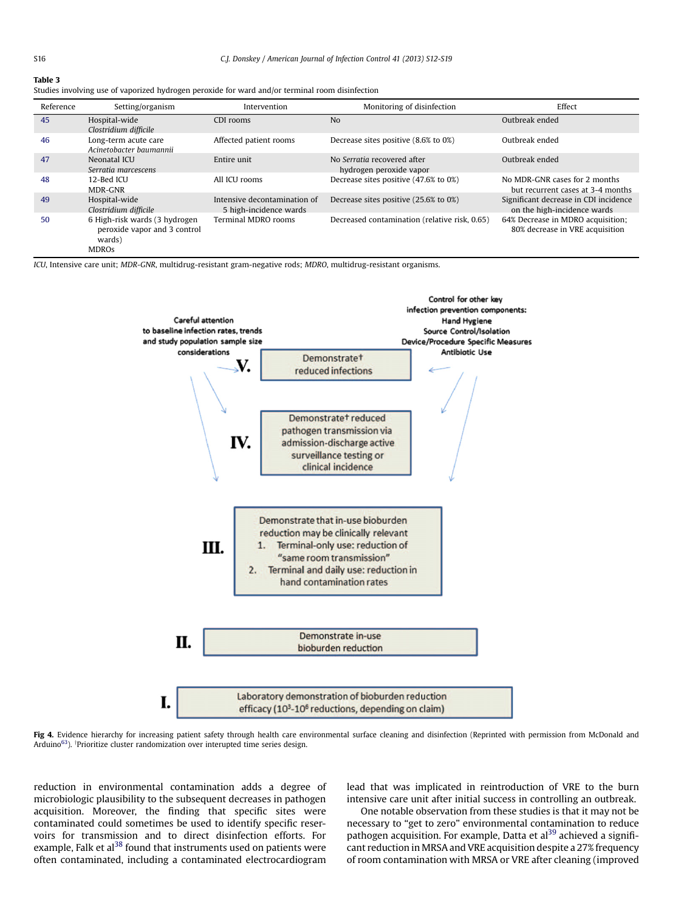**Table 3**
Studies involving use of vaporized hydrogen peroxide for ward and/or terminal room disinfection

| Reference | Setting/organism | Intervention | Monitoring of disinfection | Effect |
|---|---|---|---|---|
| 45 | Hospital-wide *Clostridium difficile* | CDI rooms | No | Outbreak ended |
| 46 | Long-term acute care *Acinetobacter baumannii* | Affected patient rooms | Decrease sites positive (8.6% to 0%) | Outbreak ended |
| 47 | Neonatal ICU *Serratia marcescens* | Entire unit | No *Serratia* recovered after hydrogen peroxide vapor | Outbreak ended |
| 48 | 12-Bed ICU MDR-GNR | All ICU rooms | Decrease sites positive (47.6% to 0%) | No MDR-GNR cases for 2 months but recurrent cases at 3-4 months |
| 49 | Hospital-wide *Clostridium difficile* | Intensive decontamination of 5 high-incidence wards | Decrease sites positive (25.6% to 0%) | Significant decrease in CDI incidence on the high-incidence wards |
| 50 | 6 High-risk wards (3 hydrogen peroxide vapor and 3 control wards) MDROs | Terminal MDRO rooms | Decreased contamination (relative risk, 0.65) | 64% Decrease in MDRO acquisition; 80% decrease in VRE acquisition |

*ICU*, Intensive care unit; *MDR-GNR*, multidrug-resistant gram-negative rods; *MDRO*, multidrug-resistant organisms.

Careful attention to baseline infection rates, trends and study population sample size considerations

Control for other key infection prevention components: Hand Hygiene; Source Control/Isolation; Device/Procedure Specific Measures; Antibiotic Use

V. Demonstrate† reduced infections

IV. Demonstrate† reduced pathogen transmission via admission-discharge active surveillance testing or clinical incidence

III. Demonstrate that in-use bioburden reduction may be clinically relevant
1. Terminal-only use: reduction of "same room transmission"
2. Terminal and daily use: reduction in hand contamination rates

II. Demonstrate in-use bioburden reduction

I. Laboratory demonstration of bioburden reduction efficacy ($10^3$-$10^6$ reductions, depending on claim)

**Fig 4.** Evidence hierarchy for increasing patient safety through health care environmental surface cleaning and disinfection (Reprinted with permission from McDonald and Arduino[63]). †Prioritize cluster randomization over interupted time series design.

reduction in environmental contamination adds a degree of microbiologic plausibility to the subsequent decreases in pathogen acquisition. Moreover, the finding that specific sites were contaminated could sometimes be used to identify specific reservoirs for transmission and to direct disinfection efforts. For example, Falk et al[38] found that instruments used on patients were often contaminated, including a contaminated electrocardiogram lead that was implicated in reintroduction of VRE to the burn intensive care unit after initial success in controlling an outbreak.

One notable observation from these studies is that it may not be necessary to "get to zero" environmental contamination to reduce pathogen acquisition. For example, Datta et al[39] achieved a significant reduction in MRSA and VRE acquisition despite a 27% frequency of room contamination with MRSA or VRE after cleaning (improved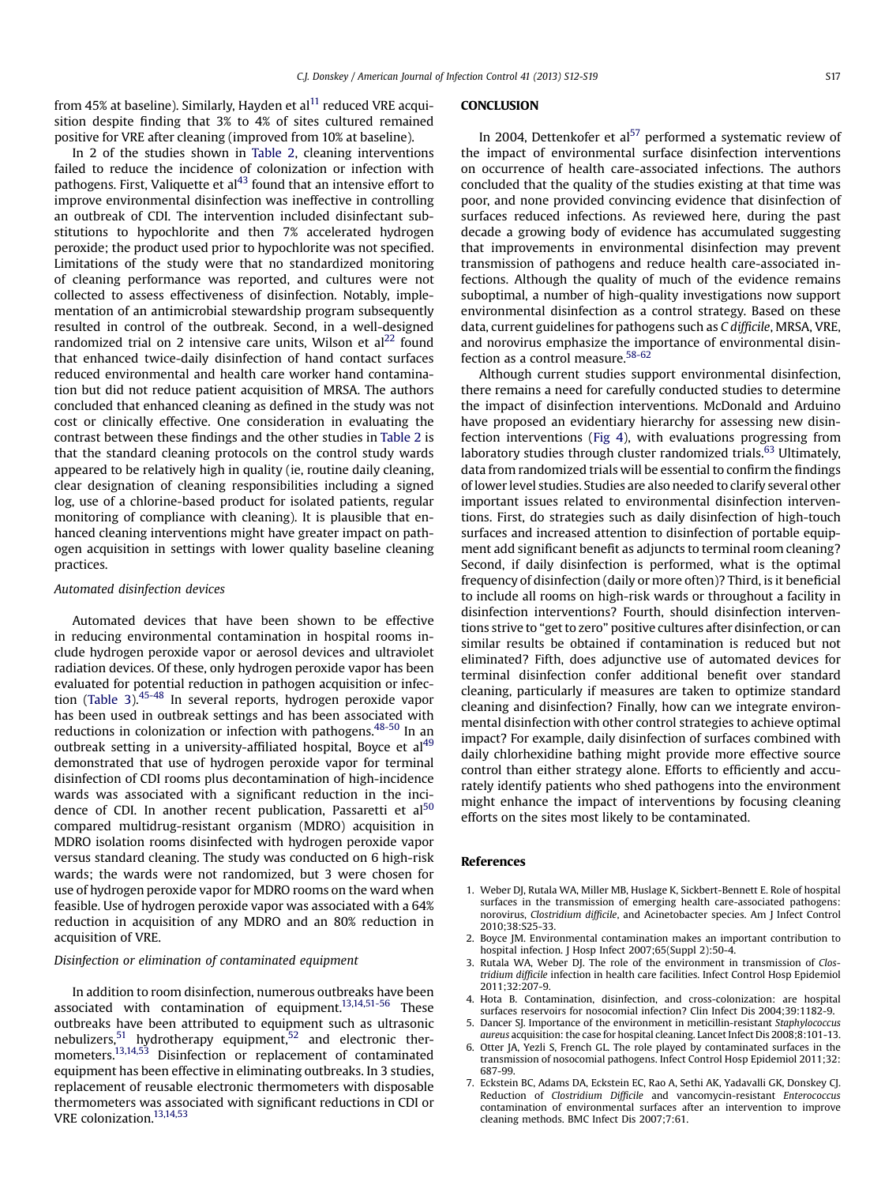from 45% at baseline). Similarly, Hayden et al[11] reduced VRE acquisition despite finding that 3% to 4% of sites cultured remained positive for VRE after cleaning (improved from 10% at baseline).

In 2 of the studies shown in Table 2, cleaning interventions failed to reduce the incidence of colonization or infection with pathogens. First, Valiquette et al[43] found that an intensive effort to improve environmental disinfection was ineffective in controlling an outbreak of CDI. The intervention included disinfectant substitutions to hypochlorite and then 7% accelerated hydrogen peroxide; the product used prior to hypochlorite was not specified. Limitations of the study were that no standardized monitoring of cleaning performance was reported, and cultures were not collected to assess effectiveness of disinfection. Notably, implementation of an antimicrobial stewardship program subsequently resulted in control of the outbreak. Second, in a well-designed randomized trial on 2 intensive care units, Wilson et al[22] found that enhanced twice-daily disinfection of hand contact surfaces reduced environmental and health care worker hand contamination but did not reduce patient acquisition of MRSA. The authors concluded that enhanced cleaning as defined in the study was not cost or clinically effective. One consideration in evaluating the contrast between these findings and the other studies in Table 2 is that the standard cleaning protocols on the control study wards appeared to be relatively high in quality (ie, routine daily cleaning, clear designation of cleaning responsibilities including a signed log, use of a chlorine-based product for isolated patients, regular monitoring of compliance with cleaning). It is plausible that enhanced cleaning interventions might have greater impact on pathogen acquisition in settings with lower quality baseline cleaning practices.

### *Automated disinfection devices*

Automated devices that have been shown to be effective in reducing environmental contamination in hospital rooms include hydrogen peroxide vapor or aerosol devices and ultraviolet radiation devices. Of these, only hydrogen peroxide vapor has been evaluated for potential reduction in pathogen acquisition or infection (Table 3).[45-48] In several reports, hydrogen peroxide vapor has been used in outbreak settings and has been associated with reductions in colonization or infection with pathogens.[48-50] In an outbreak setting in a university-affiliated hospital, Boyce et al[49] demonstrated that use of hydrogen peroxide vapor for terminal disinfection of CDI rooms plus decontamination of high-incidence wards was associated with a significant reduction in the incidence of CDI. In another recent publication, Passaretti et al[50] compared multidrug-resistant organism (MDRO) acquisition in MDRO isolation rooms disinfected with hydrogen peroxide vapor versus standard cleaning. The study was conducted on 6 high-risk wards; the wards were not randomized, but 3 were chosen for use of hydrogen peroxide vapor for MDRO rooms on the ward when feasible. Use of hydrogen peroxide vapor was associated with a 64% reduction in acquisition of any MDRO and an 80% reduction in acquisition of VRE.

### *Disinfection or elimination of contaminated equipment*

In addition to room disinfection, numerous outbreaks have been associated with contamination of equipment.[13,14,51-56] These outbreaks have been attributed to equipment such as ultrasonic nebulizers,[51] hydrotherapy equipment,[52] and electronic thermometers.[13,14,53] Disinfection or replacement of contaminated equipment has been effective in eliminating outbreaks. In 3 studies, replacement of reusable electronic thermometers with disposable thermometers was associated with significant reductions in CDI or VRE colonization.[13,14,53]

## CONCLUSION

In 2004, Dettenkofer et al[57] performed a systematic review of the impact of environmental surface disinfection interventions on occurrence of health care-associated infections. The authors concluded that the quality of the studies existing at that time was poor, and none provided convincing evidence that disinfection of surfaces reduced infections. As reviewed here, during the past decade a growing body of evidence has accumulated suggesting that improvements in environmental disinfection may prevent transmission of pathogens and reduce health care-associated infections. Although the quality of much of the evidence remains suboptimal, a number of high-quality investigations now support environmental disinfection as a control strategy. Based on these data, current guidelines for pathogens such as *C difficile*, MRSA, VRE, and norovirus emphasize the importance of environmental disinfection as a control measure.[58-62]

Although current studies support environmental disinfection, there remains a need for carefully conducted studies to determine the impact of disinfection interventions. McDonald and Arduino have proposed an evidentiary hierarchy for assessing new disinfection interventions (Fig 4), with evaluations progressing from laboratory studies through cluster randomized trials.[63] Ultimately, data from randomized trials will be essential to confirm the findings of lower level studies. Studies are also needed to clarify several other important issues related to environmental disinfection interventions. First, do strategies such as daily disinfection of high-touch surfaces and increased attention to disinfection of portable equipment add significant benefit as adjuncts to terminal room cleaning? Second, if daily disinfection is performed, what is the optimal frequency of disinfection (daily or more often)? Third, is it beneficial to include all rooms on high-risk wards or throughout a facility in disinfection interventions? Fourth, should disinfection interventions strive to "get to zero" positive cultures after disinfection, or can similar results be obtained if contamination is reduced but not eliminated? Fifth, does adjunctive use of automated devices for terminal disinfection confer additional benefit over standard cleaning, particularly if measures are taken to optimize standard cleaning and disinfection? Finally, how can we integrate environmental disinfection with other control strategies to achieve optimal impact? For example, daily disinfection of surfaces combined with daily chlorhexidine bathing might provide more effective source control than either strategy alone. Efforts to efficiently and accurately identify patients who shed pathogens into the environment might enhance the impact of interventions by focusing cleaning efforts on the sites most likely to be contaminated.

## References

1. Weber DJ, Rutala WA, Miller MB, Huslage K, Sickbert-Bennett E. Role of hospital surfaces in the transmission of emerging health care-associated pathogens: norovirus, *Clostridium difficile*, and Acinetobacter species. Am J Infect Control 2010;38:S25-33.
2. Boyce JM. Environmental contamination makes an important contribution to hospital infection. J Hosp Infect 2007;65(Suppl 2):50-4.
3. Rutala WA, Weber DJ. The role of the environment in transmission of *Clostridium difficile* infection in health care facilities. Infect Control Hosp Epidemiol 2011;32:207-9.
4. Hota B. Contamination, disinfection, and cross-colonization: are hospital surfaces reservoirs for nosocomial infection? Clin Infect Dis 2004;39:1182-9.
5. Dancer SJ. Importance of the environment in meticillin-resistant *Staphylococcus aureus* acquisition: the case for hospital cleaning. Lancet Infect Dis 2008;8:101-13.
6. Otter JA, Yezli S, French GL. The role played by contaminated surfaces in the transmission of nosocomial pathogens. Infect Control Hosp Epidemiol 2011;32:687-99.
7. Eckstein BC, Adams DA, Eckstein EC, Rao A, Sethi AK, Yadavalli GK, Donskey CJ. Reduction of *Clostridium Difficile* and vancomycin-resistant *Enterococcus* contamination of environmental surfaces after an intervention to improve cleaning methods. BMC Infect Dis 2007;7:61.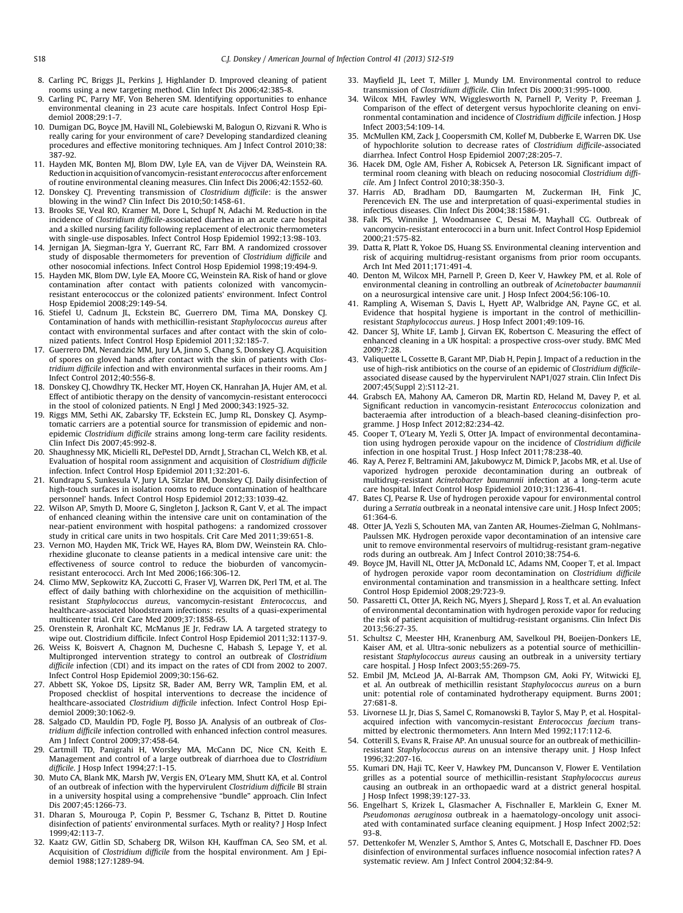8. Carling PC, Briggs JL, Perkins J, Highlander D. Improved cleaning of patient rooms using a new targeting method. Clin Infect Dis 2006;42:385-8.
9. Carling PC, Parry MF, Von Beheren SM. Identifying opportunities to enhance environmental cleaning in 23 acute care hospitals. Infect Control Hosp Epidemiol 2008;29:1-7.
10. Dumigan DG, Boyce JM, Havill NL, Golebiewski M, Balogun O, Rizvani R. Who is really caring for your environment of care? Developing standardized cleaning procedures and effective monitoring techniques. Am J Infect Control 2010;38: 387-92.
11. Hayden MK, Bonten MJ, Blom DW, Lyle EA, van de Vijver DA, Weinstein RA. Reduction in acquisition of vancomycin-resistant *enterococcus* after enforcement of routine environmental cleaning measures. Clin Infect Dis 2006;42:1552-60.
12. Donskey CJ. Preventing transmission of *Clostridium difficile*: is the answer blowing in the wind? Clin Infect Dis 2010;50:1458-61.
13. Brooks SE, Veal RO, Kramer M, Dore L, Schupf N, Adachi M. Reduction in the incidence of *Clostridium difficile*-associated diarrhea in an acute care hospital and a skilled nursing facility following replacement of electronic thermometers with single-use disposables. Infect Control Hosp Epidemiol 1992;13:98-103.
14. Jernigan JA, Siegman-Igra Y, Guerrant RC, Farr BM. A randomized crossover study of disposable thermometers for prevention of *Clostridium difficile* and other nosocomial infections. Infect Control Hosp Epidemiol 1998;19:494-9.
15. Hayden MK, Blom DW, Lyle EA, Moore CG, Weinstein RA. Risk of hand or glove contamination after contact with patients colonized with vancomycin-resistant enterococcus or the colonized patients' environment. Infect Control Hosp Epidemiol 2008;29:149-54.
16. Stiefel U, Cadnum JL, Eckstein BC, Guerrero DM, Tima MA, Donskey CJ. Contamination of hands with methicillin-resistant *Staphylococcus aureus* after contact with environmental surfaces and after contact with the skin of colonized patients. Infect Control Hosp Epidemiol 2011;32:185-7.
17. Guerrero DM, Nerandzic MM, Jury LA, Jinno S, Chang S, Donskey CJ. Acquisition of spores on gloved hands after contact with the skin of patients with *Clostridium difficile* infection and with environmental surfaces in their rooms. Am J Infect Control 2012;40:556-8.
18. Donskey CJ, Chowdhry TK, Hecker MT, Hoyen CK, Hanrahan JA, Hujer AM, et al. Effect of antibiotic therapy on the density of vancomycin-resistant enterococci in the stool of colonized patients. N Engl J Med 2000;343:1925-32.
19. Riggs MM, Sethi AK, Zabarsky TF, Eckstein EC, Jump RL, Donskey CJ. Asymptomatic carriers are a potential source for transmission of epidemic and nonepidemic *Clostridium difficile* strains among long-term care facility residents. Clin Infect Dis 2007;45:992-8.
20. Shaughnessy MK, Micielli RL, DePestel DD, Arndt J, Strachan CL, Welch KB, et al. Evaluation of hospital room assignment and acquisition of *Clostridium difficile* infection. Infect Control Hosp Epidemiol 2011;32:201-6.
21. Kundrapu S, Sunkesula V, Jury LA, Sitzlar BM, Donskey CJ. Daily disinfection of high-touch surfaces in isolation rooms to reduce contamination of healthcare personnel' hands. Infect Control Hosp Epidemiol 2012;33:1039-42.
22. Wilson AP, Smyth D, Moore G, Singleton J, Jackson R, Gant V, et al. The impact of enhanced cleaning within the intensive care unit on contamination of the near-patient environment with hospital pathogens: a randomized crossover study in critical care units in two hospitals. Crit Care Med 2011;39:651-8.
23. Vernon MO, Hayden MK, Trick WE, Hayes RA, Blom DW, Weinstein RA. Chlorhexidine gluconate to cleanse patients in a medical intensive care unit: the effectiveness of source control to reduce the bioburden of vancomycin-resistant enterococci. Arch Int Med 2006;166:306-12.
24. Climo MW, Sepkowitz KA, Zuccotti G, Fraser VJ, Warren DK, Perl TM, et al. The effect of daily bathing with chlorhexidine on the acquisition of methicillin-resistant *Staphylococcus aureus*, vancomycin-resistant *Enterococcus*, and healthcare-associated bloodstream infections: results of a quasi-experimental multicenter trial. Crit Care Med 2009;37:1858-65.
25. Orenstein R, Aronhalt KC, McManus JE Jr, Fedraw LA. A targeted strategy to wipe out. Clostridium difficile. Infect Control Hosp Epidemiol 2011;32:1137-9.
26. Weiss K, Boisvert A, Chagnon M, Duchesne C, Habash S, Lepage Y, et al. Multipronged intervention strategy to control an outbreak of *Clostridium difficile* infection (CDI) and its impact on the rates of CDI from 2002 to 2007. Infect Control Hosp Epidemiol 2009;30:156-62.
27. Abbett SK, Yokoe DS, Lipsitz SR, Bader AM, Berry WR, Tamplin EM, et al. Proposed checklist of hospital interventions to decrease the incidence of healthcare-associated *Clostridium difficile* infection. Infect Control Hosp Epidemiol 2009;30:1062-9.
28. Salgado CD, Mauldin PD, Fogle PJ, Bosso JA. Analysis of an outbreak of *Clostridium difficile* infection controlled with enhanced infection control measures. Am J Infect Control 2009;37:458-64.
29. Cartmill TD, Panigrahi H, Worsley MA, McCann DC, Nice CN, Keith E. Management and control of a large outbreak of diarrhoea due to *Clostridium difficile*. J Hosp Infect 1994;27:1-15.
30. Muto CA, Blank MK, Marsh JW, Vergis EN, O'Leary MM, Shutt KA, et al. Control of an outbreak of infection with the hypervirulent *Clostridium difficile* BI strain in a university hospital using a comprehensive "bundle" approach. Clin Infect Dis 2007;45:1266-73.
31. Dharan S, Mourouga P, Copin P, Bessmer G, Tschanz B, Pittet D. Routine disinfection of patients' environmental surfaces. Myth or reality? J Hosp Infect 1999;42:113-7.
32. Kaatz GW, Gitlin SD, Schaberg DR, Wilson KH, Kauffman CA, Seo SM, et al. Acquisition of *Clostridium difficile* from the hospital environment. Am J Epidemiol 1988;127:1289-94.
33. Mayfield JL, Leet T, Miller J, Mundy LM. Environmental control to reduce transmission of *Clostridium difficile*. Clin Infect Dis 2000;31:995-1000.
34. Wilcox MH, Fawley WN, Wigglesworth N, Parnell P, Verity P, Freeman J. Comparison of the effect of detergent versus hypochlorite cleaning on environmental contamination and incidence of *Clostridium difficile* infection. J Hosp Infect 2003;54:109-14.
35. McMullen KM, Zack J, Coopersmith CM, Kollef M, Dubberke E, Warren DK. Use of hypochlorite solution to decrease rates of *Clostridium difficile*-associated diarrhea. Infect Control Hosp Epidemiol 2007;28:205-7.
36. Hacek DM, Ogle AM, Fisher A, Robicsek A, Peterson LR. Significant impact of terminal room cleaning with bleach on reducing nosocomial *Clostridium difficile*. Am J Infect Control 2010;38:350-3.
37. Harris AD, Bradham DD, Baumgarten M, Zuckerman IH, Fink JC, Perencevich EN. The use and interpretation of quasi-experimental studies in infectious diseases. Clin Infect Dis 2004;38:1586-91.
38. Falk PS, Winnike J, Woodmansee C, Desai M, Mayhall CG. Outbreak of vancomycin-resistant enterococci in a burn unit. Infect Control Hosp Epidemiol 2000;21:575-82.
39. Datta R, Platt R, Yokoe DS, Huang SS. Environmental cleaning intervention and risk of acquiring multidrug-resistant organisms from prior room occupants. Arch Int Med 2011;171:491-4.
40. Denton M, Wilcox MH, Parnell P, Green D, Keer V, Hawkey PM, et al. Role of environmental cleaning in controlling an outbreak of *Acinetobacter baumannii* on a neurosurgical intensive care unit. J Hosp Infect 2004;56:106-10.
41. Rampling A, Wiseman S, Davis L, Hyett AP, Walbridge AN, Payne GC, et al. Evidence that hospital hygiene is important in the control of methicillin-resistant *Staphylococcus aureus*. J Hosp Infect 2001;49:109-16.
42. Dancer SJ, White LF, Lamb J, Girvan EK, Robertson C. Measuring the effect of enhanced cleaning in a UK hospital: a prospective cross-over study. BMC Med 2009;7:28.
43. Valiquette L, Cossette B, Garant MP, Diab H, Pepin J. Impact of a reduction in the use of high-risk antibiotics on the course of an epidemic of *Clostridium difficile*-associated disease caused by the hypervirulent NAP1/027 strain. Clin Infect Dis 2007;45(Suppl 2):S112-21.
44. Grabsch EA, Mahony AA, Cameron DR, Martin RD, Heland M, Davey P, et al. Significant reduction in vancomycin-resistant *Enterococcus* colonization and bacteraemia after introduction of a bleach-based cleaning-disinfection programme. J Hosp Infect 2012;82:234-42.
45. Cooper T, O'Leary M, Yezli S, Otter JA. Impact of environmental decontamination using hydrogen peroxide vapour on the incidence of *Clostridium difficile* infection in one hospital Trust. J Hosp Infect 2011;78:238-40.
46. Ray A, Perez F, Beltramini AM, Jakubowycz M, Dimick P, Jacobs MR, et al. Use of vaporized hydrogen peroxide decontamination during an outbreak of multidrug-resistant *Acinetobacter baumannii* infection at a long-term acute care hospital. Infect Control Hosp Epidemiol 2010;31:1236-41.
47. Bates CJ, Pearse R. Use of hydrogen peroxide vapour for environmental control during a *Serratia* outbreak in a neonatal intensive care unit. J Hosp Infect 2005; 61:364-6.
48. Otter JA, Yezli S, Schouten MA, van Zanten AR, Houmes-Zielman G, Nohlmans-Paulssen MK. Hydrogen peroxide vapor decontamination of an intensive care unit to remove environmental reservoirs of multidrug-resistant gram-negative rods during an outbreak. Am J Infect Control 2010;38:754-6.
49. Boyce JM, Havill NL, Otter JA, McDonald LC, Adams NM, Cooper T, et al. Impact of hydrogen peroxide vapor room decontamination on *Clostridium difficile* environmental contamination and transmission in a healthcare setting. Infect Control Hosp Epidemiol 2008;29:723-9.
50. Passaretti CL, Otter JA, Reich NG, Myers J, Shepard J, Ross T, et al. An evaluation of environmental decontamination with hydrogen peroxide vapor for reducing the risk of patient acquisition of multidrug-resistant organisms. Clin Infect Dis 2013;56:27-35.
51. Schultsz C, Meester HH, Kranenburg AM, Savelkoul PH, Boeijen-Donkers LE, Kaiser AM, et al. Ultra-sonic nebulizers as a potential source of methicillin-resistant *Staphylococcus aureus* causing an outbreak in a university tertiary care hospital. J Hosp Infect 2003;55:269-75.
52. Embil JM, McLeod JA, Al-Barrak AM, Thompson GM, Aoki FY, Witwicki EJ, et al. An outbreak of methicillin resistant *Staphylococcus aureus* on a burn unit: potential role of contaminated hydrotherapy equipment. Burns 2001; 27:681-8.
53. Livornese LL Jr, Dias S, Samel C, Romanowski B, Taylor S, May P, et al. Hospital-acquired infection with vancomycin-resistant *Enterococcus faecium* transmitted by electronic thermometers. Ann Intern Med 1992;117:112-6.
54. Cotterill S, Evans R, Fraise AP. An unusual source for an outbreak of methicillin-resistant *Staphylococcus aureus* on an intensive therapy unit. J Hosp Infect 1996;32:207-16.
55. Kumari DN, Haji TC, Keer V, Hawkey PM, Duncanson V, Flower E. Ventilation grilles as a potential source of methicillin-resistant *Staphylococcus aureus* causing an outbreak in an orthopaedic ward at a district general hospital. J Hosp Infect 1998;39:127-33.
56. Engelhart S, Krizek L, Glasmacher A, Fischnaller E, Marklein G, Exner M. *Pseudomonas aeruginosa* outbreak in a haematology-oncology unit associated with contaminated surface cleaning equipment. J Hosp Infect 2002;52: 93-8.
57. Dettenkofer M, Wenzler S, Amthor S, Antes G, Motschall E, Daschner FD. Does disinfection of environmental surfaces influence nosocomial infection rates? A systematic review. Am J Infect Control 2004;32:84-9.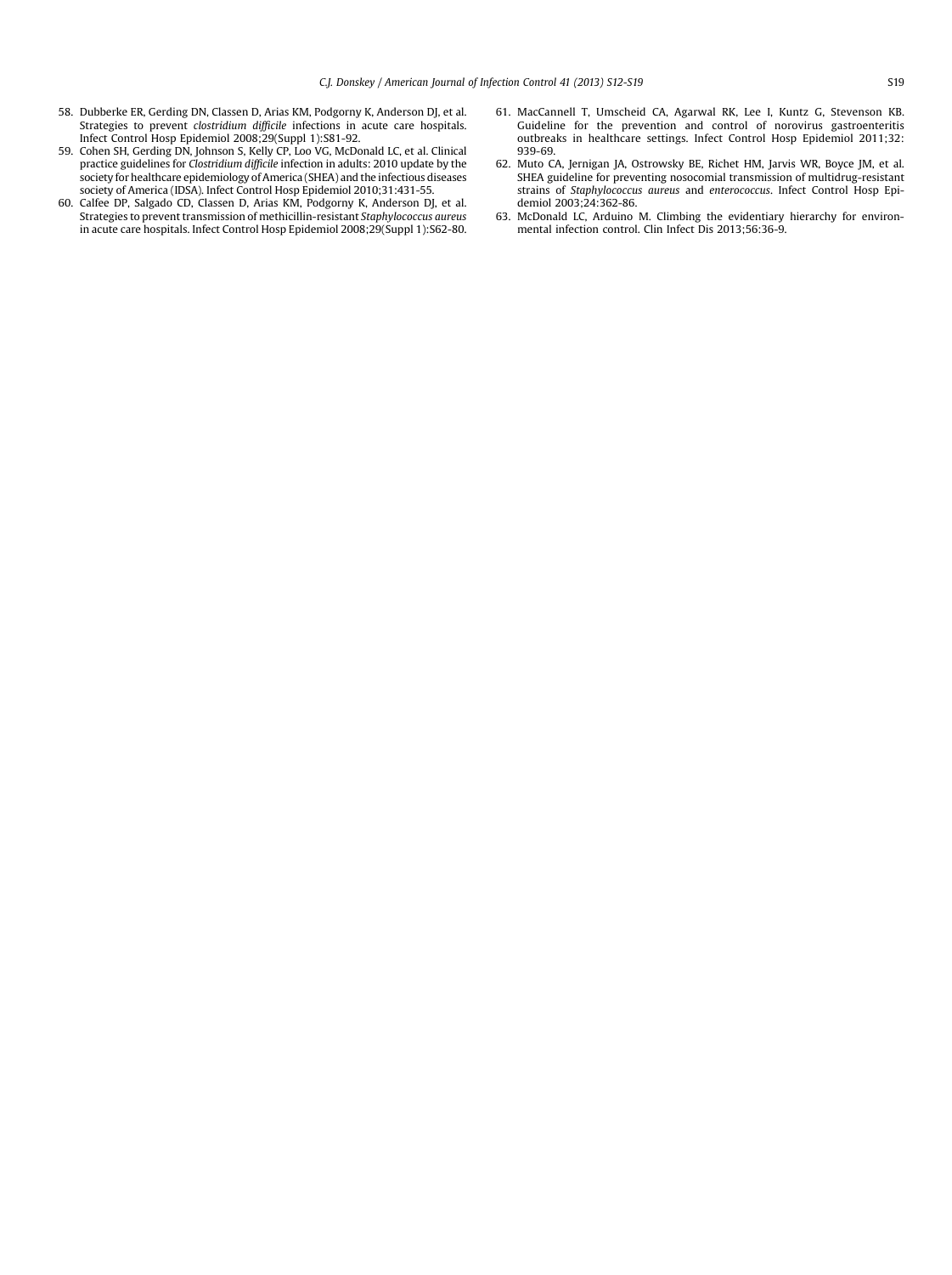58. Dubberke ER, Gerding DN, Classen D, Arias KM, Podgorny K, Anderson DJ, et al. Strategies to prevent *clostridium difficile* infections in acute care hospitals. Infect Control Hosp Epidemiol 2008;29(Suppl 1):S81-92.
59. Cohen SH, Gerding DN, Johnson S, Kelly CP, Loo VG, McDonald LC, et al. Clinical practice guidelines for *Clostridium difficile* infection in adults: 2010 update by the society for healthcare epidemiology of America (SHEA) and the infectious diseases society of America (IDSA). Infect Control Hosp Epidemiol 2010;31:431-55.
60. Calfee DP, Salgado CD, Classen D, Arias KM, Podgorny K, Anderson DJ, et al. Strategies to prevent transmission of methicillin-resistant *Staphylococcus aureus* in acute care hospitals. Infect Control Hosp Epidemiol 2008;29(Suppl 1):S62-80.
61. MacCannell T, Umscheid CA, Agarwal RK, Lee I, Kuntz G, Stevenson KB. Guideline for the prevention and control of norovirus gastroenteritis outbreaks in healthcare settings. Infect Control Hosp Epidemiol 2011;32: 939-69.
62. Muto CA, Jernigan JA, Ostrowsky BE, Richet HM, Jarvis WR, Boyce JM, et al. SHEA guideline for preventing nosocomial transmission of multidrug-resistant strains of *Staphylococcus aureus* and *enterococcus*. Infect Control Hosp Epidemiol 2003;24:362-86.
63. McDonald LC, Arduino M. Climbing the evidentiary hierarchy for environmental infection control. Clin Infect Dis 2013;56:36-9.